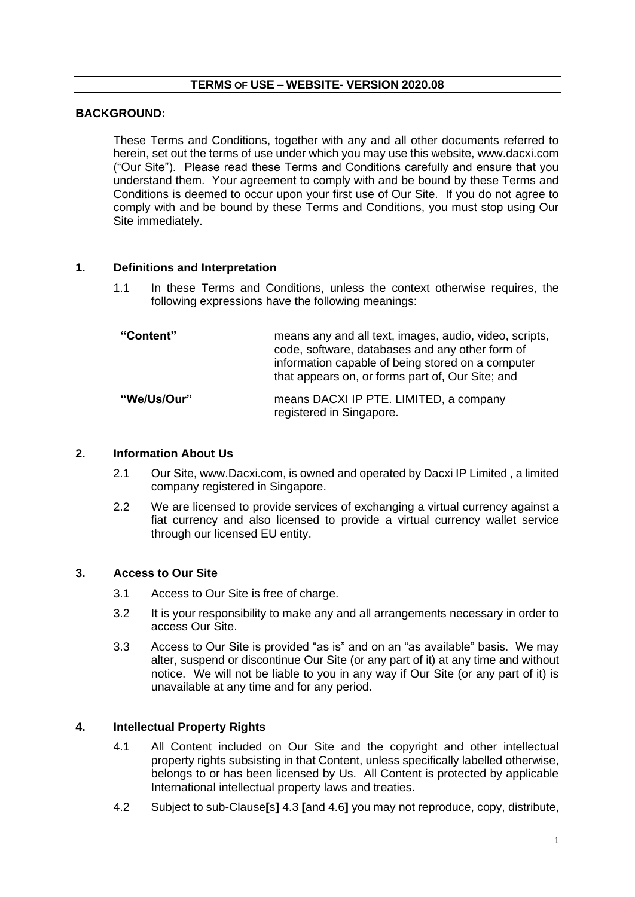## TERMS OF USE – WEBSITE- VERSION 2020.08

**BACKGROUND:**

These Terms and Conditions, together with any and all other documents referred to herein, set out the terms of use under which you may use this website, www.dacxi.com ("Our Site"). Please read these Terms and Conditions carefully and ensure that you understand them. Your agreement to comply with and be bound by these Terms and Conditions is deemed to occur upon your first use of Our Site. If you do not agree to comply with and be bound by these Terms and Conditions, you must stop using Our Site immediately.

### 1. Definitions and Interpretation

1.1 In these Terms and Conditions, unless the context otherwise requires, the following expressions have the following meanings:

| | |
|---|---|
| **"Content"** | means any and all text, images, audio, video, scripts, code, software, databases and any other form of information capable of being stored on a computer that appears on, or forms part of, Our Site; and |
| **"We/Us/Our"** | means DACXI IP PTE. LIMITED, a company registered in Singapore. |

### 2. Information About Us

2.1 Our Site, www.Dacxi.com, is owned and operated by Dacxi IP Limited , a limited company registered in Singapore.

2.2 We are licensed to provide services of exchanging a virtual currency against a fiat currency and also licensed to provide a virtual currency wallet service through our licensed EU entity.

### 3. Access to Our Site

3.1 Access to Our Site is free of charge.

3.2 It is your responsibility to make any and all arrangements necessary in order to access Our Site.

3.3 Access to Our Site is provided "as is" and on an "as available" basis. We may alter, suspend or discontinue Our Site (or any part of it) at any time and without notice. We will not be liable to you in any way if Our Site (or any part of it) is unavailable at any time and for any period.

### 4. Intellectual Property Rights

4.1 All Content included on Our Site and the copyright and other intellectual property rights subsisting in that Content, unless specifically labelled otherwise, belongs to or has been licensed by Us. All Content is protected by applicable International intellectual property laws and treaties.

4.2 Subject to sub-Clause**[**s**]** 4.3 **[**and 4.6**]** you may not reproduce, copy, distribute,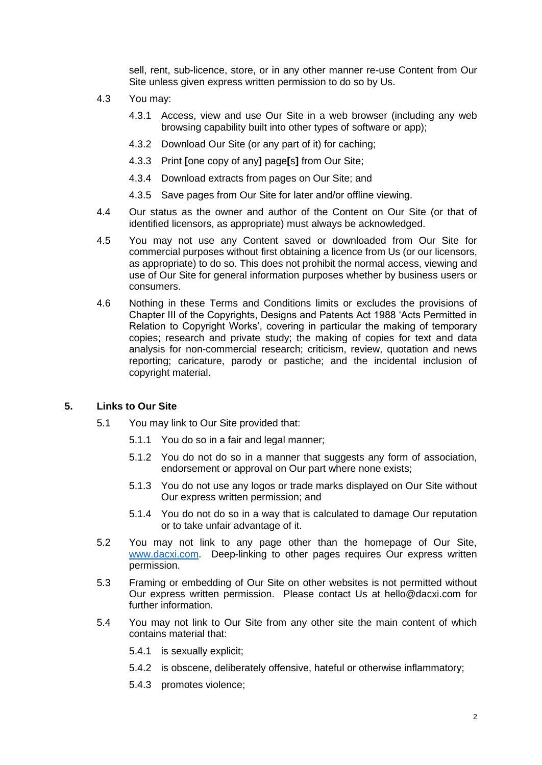sell, rent, sub-licence, store, or in any other manner re-use Content from Our Site unless given express written permission to do so by Us.

4.3 You may:

4.3.1 Access, view and use Our Site in a web browser (including any web browsing capability built into other types of software or app);

4.3.2 Download Our Site (or any part of it) for caching;

4.3.3 Print **[**one copy of any**]** page**[**s**]** from Our Site;

4.3.4 Download extracts from pages on Our Site; and

4.3.5 Save pages from Our Site for later and/or offline viewing.

4.4 Our status as the owner and author of the Content on Our Site (or that of identified licensors, as appropriate) must always be acknowledged.

4.5 You may not use any Content saved or downloaded from Our Site for commercial purposes without first obtaining a licence from Us (or our licensors, as appropriate) to do so. This does not prohibit the normal access, viewing and use of Our Site for general information purposes whether by business users or consumers.

4.6 Nothing in these Terms and Conditions limits or excludes the provisions of Chapter III of the Copyrights, Designs and Patents Act 1988 'Acts Permitted in Relation to Copyright Works', covering in particular the making of temporary copies; research and private study; the making of copies for text and data analysis for non-commercial research; criticism, review, quotation and news reporting; caricature, parody or pastiche; and the incidental inclusion of copyright material.

## 5. Links to Our Site

5.1 You may link to Our Site provided that:

5.1.1 You do so in a fair and legal manner;

5.1.2 You do not do so in a manner that suggests any form of association, endorsement or approval on Our part where none exists;

5.1.3 You do not use any logos or trade marks displayed on Our Site without Our express written permission; and

5.1.4 You do not do so in a way that is calculated to damage Our reputation or to take unfair advantage of it.

5.2 You may not link to any page other than the homepage of Our Site, [www.dacxi.com](http://www.dacxi.com). Deep-linking to other pages requires Our express written permission.

5.3 Framing or embedding of Our Site on other websites is not permitted without Our express written permission. Please contact Us at hello@dacxi.com for further information.

5.4 You may not link to Our Site from any other site the main content of which contains material that:

5.4.1 is sexually explicit;

5.4.2 is obscene, deliberately offensive, hateful or otherwise inflammatory;

5.4.3 promotes violence;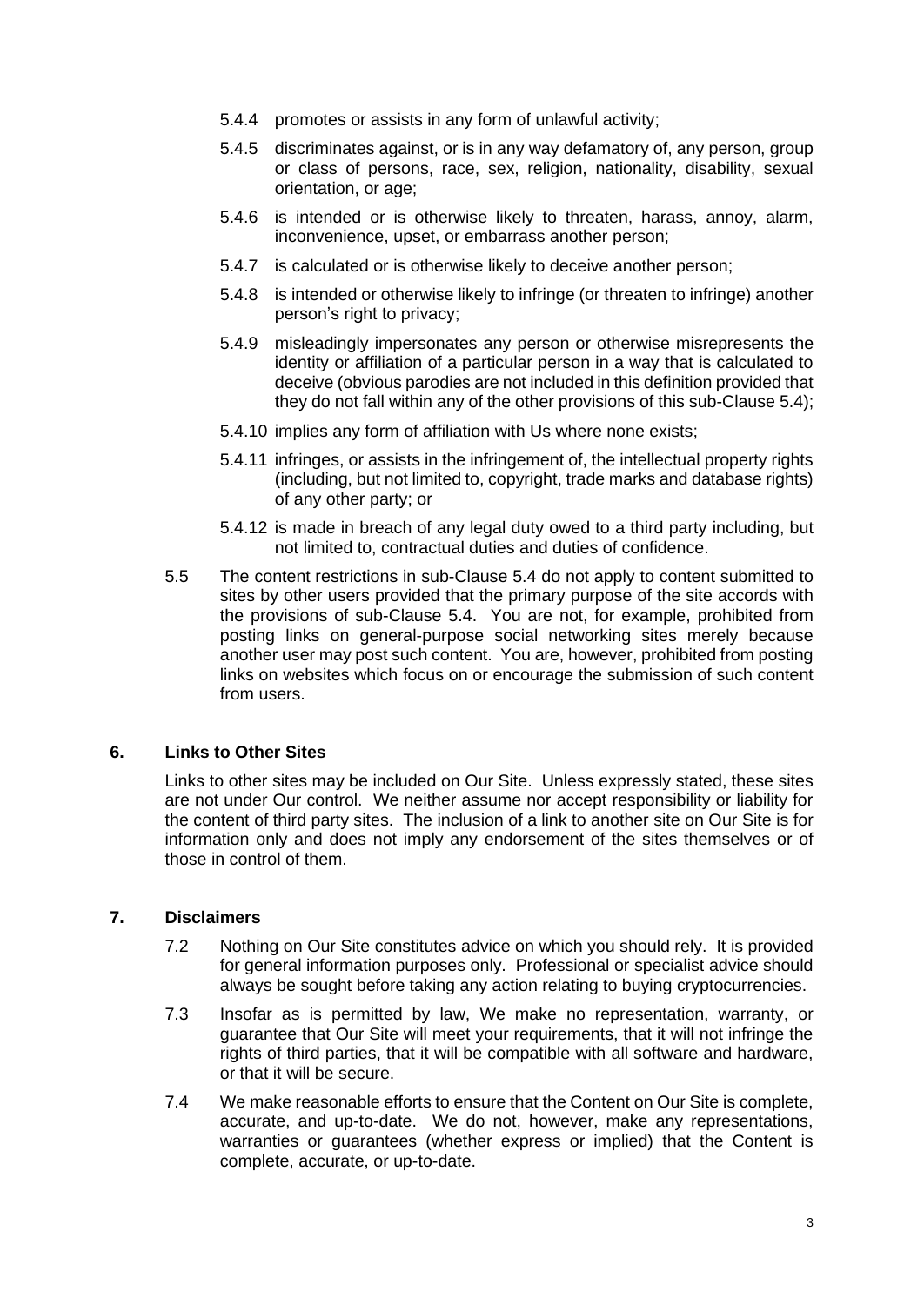5.4.4 promotes or assists in any form of unlawful activity;

5.4.5 discriminates against, or is in any way defamatory of, any person, group or class of persons, race, sex, religion, nationality, disability, sexual orientation, or age;

5.4.6 is intended or is otherwise likely to threaten, harass, annoy, alarm, inconvenience, upset, or embarrass another person;

5.4.7 is calculated or is otherwise likely to deceive another person;

5.4.8 is intended or otherwise likely to infringe (or threaten to infringe) another person's right to privacy;

5.4.9 misleadingly impersonates any person or otherwise misrepresents the identity or affiliation of a particular person in a way that is calculated to deceive (obvious parodies are not included in this definition provided that they do not fall within any of the other provisions of this sub-Clause 5.4);

5.4.10 implies any form of affiliation with Us where none exists;

5.4.11 infringes, or assists in the infringement of, the intellectual property rights (including, but not limited to, copyright, trade marks and database rights) of any other party; or

5.4.12 is made in breach of any legal duty owed to a third party including, but not limited to, contractual duties and duties of confidence.

5.5 The content restrictions in sub-Clause 5.4 do not apply to content submitted to sites by other users provided that the primary purpose of the site accords with the provisions of sub-Clause 5.4. You are not, for example, prohibited from posting links on general-purpose social networking sites merely because another user may post such content. You are, however, prohibited from posting links on websites which focus on or encourage the submission of such content from users.

## 6. Links to Other Sites

Links to other sites may be included on Our Site. Unless expressly stated, these sites are not under Our control. We neither assume nor accept responsibility or liability for the content of third party sites. The inclusion of a link to another site on Our Site is for information only and does not imply any endorsement of the sites themselves or of those in control of them.

## 7. Disclaimers

7.2 Nothing on Our Site constitutes advice on which you should rely. It is provided for general information purposes only. Professional or specialist advice should always be sought before taking any action relating to buying cryptocurrencies.

7.3 Insofar as is permitted by law, We make no representation, warranty, or guarantee that Our Site will meet your requirements, that it will not infringe the rights of third parties, that it will be compatible with all software and hardware, or that it will be secure.

7.4 We make reasonable efforts to ensure that the Content on Our Site is complete, accurate, and up-to-date. We do not, however, make any representations, warranties or guarantees (whether express or implied) that the Content is complete, accurate, or up-to-date.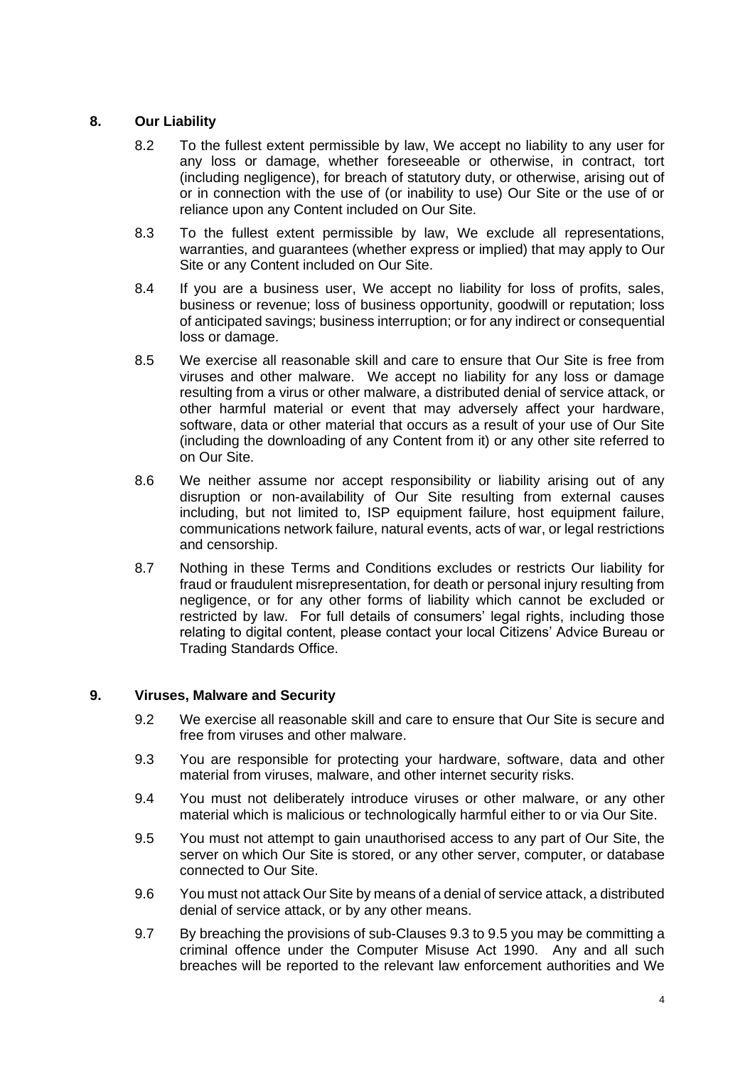## 8. Our Liability

8.2 To the fullest extent permissible by law, We accept no liability to any user for any loss or damage, whether foreseeable or otherwise, in contract, tort (including negligence), for breach of statutory duty, or otherwise, arising out of or in connection with the use of (or inability to use) Our Site or the use of or reliance upon any Content included on Our Site.

8.3 To the fullest extent permissible by law, We exclude all representations, warranties, and guarantees (whether express or implied) that may apply to Our Site or any Content included on Our Site.

8.4 If you are a business user, We accept no liability for loss of profits, sales, business or revenue; loss of business opportunity, goodwill or reputation; loss of anticipated savings; business interruption; or for any indirect or consequential loss or damage.

8.5 We exercise all reasonable skill and care to ensure that Our Site is free from viruses and other malware. We accept no liability for any loss or damage resulting from a virus or other malware, a distributed denial of service attack, or other harmful material or event that may adversely affect your hardware, software, data or other material that occurs as a result of your use of Our Site (including the downloading of any Content from it) or any other site referred to on Our Site.

8.6 We neither assume nor accept responsibility or liability arising out of any disruption or non-availability of Our Site resulting from external causes including, but not limited to, ISP equipment failure, host equipment failure, communications network failure, natural events, acts of war, or legal restrictions and censorship.

8.7 Nothing in these Terms and Conditions excludes or restricts Our liability for fraud or fraudulent misrepresentation, for death or personal injury resulting from negligence, or for any other forms of liability which cannot be excluded or restricted by law. For full details of consumers' legal rights, including those relating to digital content, please contact your local Citizens' Advice Bureau or Trading Standards Office.

## 9. Viruses, Malware and Security

9.2 We exercise all reasonable skill and care to ensure that Our Site is secure and free from viruses and other malware.

9.3 You are responsible for protecting your hardware, software, data and other material from viruses, malware, and other internet security risks.

9.4 You must not deliberately introduce viruses or other malware, or any other material which is malicious or technologically harmful either to or via Our Site.

9.5 You must not attempt to gain unauthorised access to any part of Our Site, the server on which Our Site is stored, or any other server, computer, or database connected to Our Site.

9.6 You must not attack Our Site by means of a denial of service attack, a distributed denial of service attack, or by any other means.

9.7 By breaching the provisions of sub-Clauses 9.3 to 9.5 you may be committing a criminal offence under the Computer Misuse Act 1990. Any and all such breaches will be reported to the relevant law enforcement authorities and We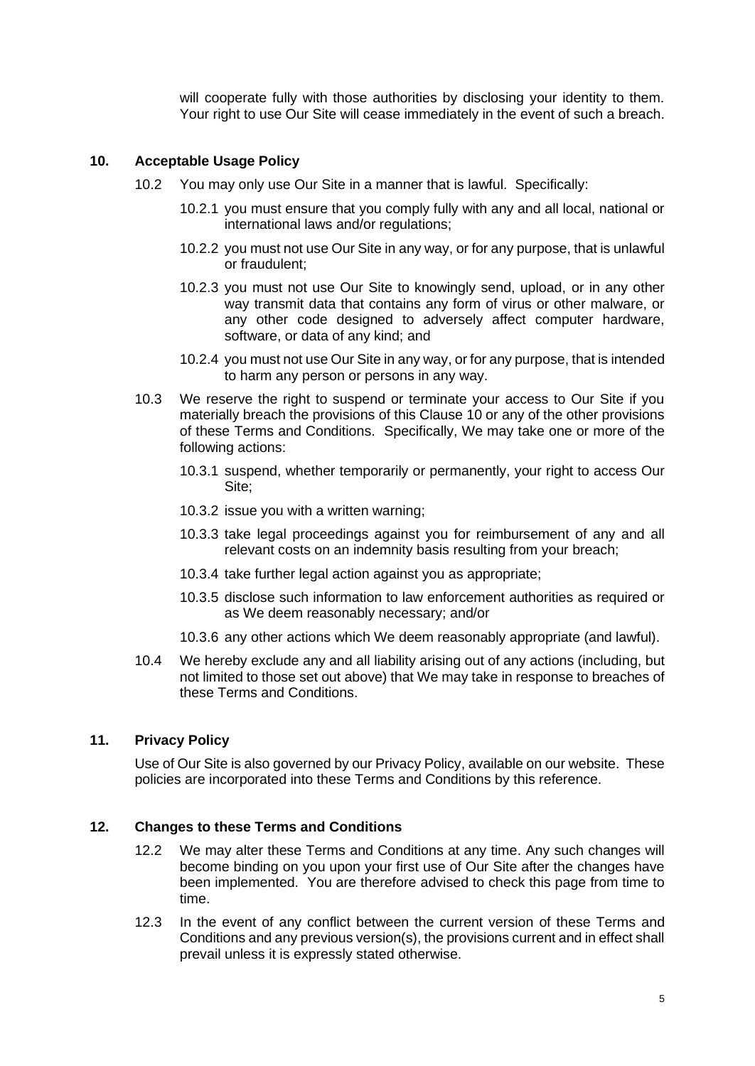will cooperate fully with those authorities by disclosing your identity to them. Your right to use Our Site will cease immediately in the event of such a breach.

## 10. Acceptable Usage Policy

10.2 You may only use Our Site in a manner that is lawful. Specifically:

10.2.1 you must ensure that you comply fully with any and all local, national or international laws and/or regulations;

10.2.2 you must not use Our Site in any way, or for any purpose, that is unlawful or fraudulent;

10.2.3 you must not use Our Site to knowingly send, upload, or in any other way transmit data that contains any form of virus or other malware, or any other code designed to adversely affect computer hardware, software, or data of any kind; and

10.2.4 you must not use Our Site in any way, or for any purpose, that is intended to harm any person or persons in any way.

10.3 We reserve the right to suspend or terminate your access to Our Site if you materially breach the provisions of this Clause 10 or any of the other provisions of these Terms and Conditions. Specifically, We may take one or more of the following actions:

10.3.1 suspend, whether temporarily or permanently, your right to access Our Site;

10.3.2 issue you with a written warning;

10.3.3 take legal proceedings against you for reimbursement of any and all relevant costs on an indemnity basis resulting from your breach;

10.3.4 take further legal action against you as appropriate;

10.3.5 disclose such information to law enforcement authorities as required or as We deem reasonably necessary; and/or

10.3.6 any other actions which We deem reasonably appropriate (and lawful).

10.4 We hereby exclude any and all liability arising out of any actions (including, but not limited to those set out above) that We may take in response to breaches of these Terms and Conditions.

## 11. Privacy Policy

Use of Our Site is also governed by our Privacy Policy, available on our website. These policies are incorporated into these Terms and Conditions by this reference.

## 12. Changes to these Terms and Conditions

12.2 We may alter these Terms and Conditions at any time. Any such changes will become binding on you upon your first use of Our Site after the changes have been implemented. You are therefore advised to check this page from time to time.

12.3 In the event of any conflict between the current version of these Terms and Conditions and any previous version(s), the provisions current and in effect shall prevail unless it is expressly stated otherwise.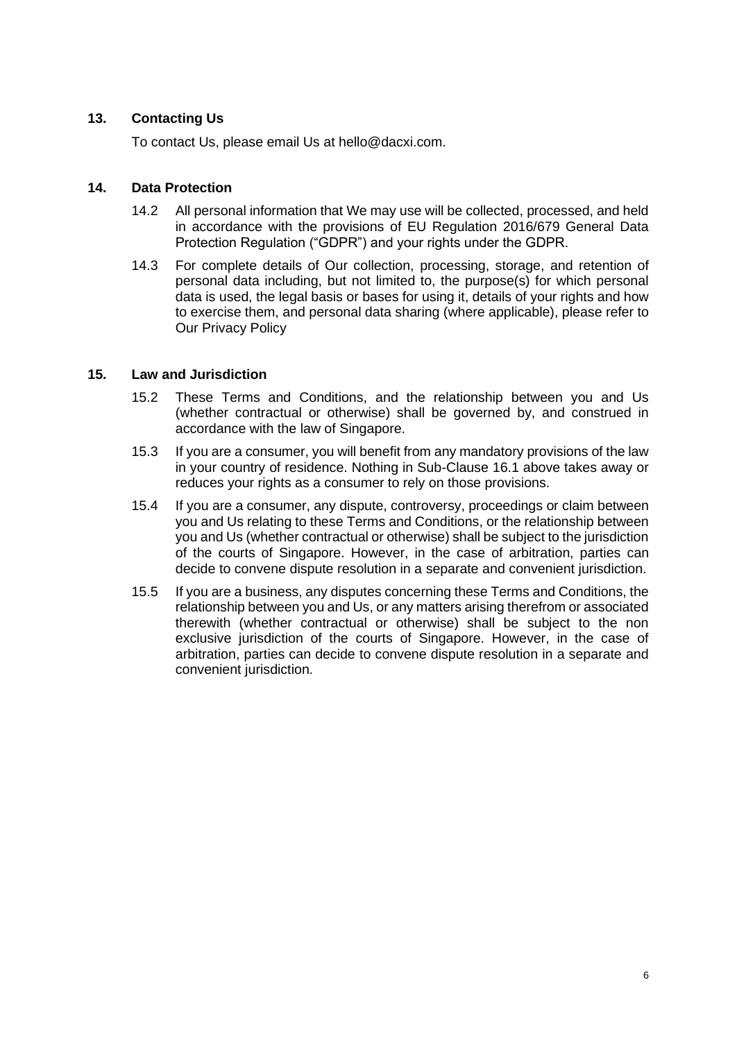## 13. Contacting Us

To contact Us, please email Us at hello@dacxi.com.

## 14. Data Protection

14.2 All personal information that We may use will be collected, processed, and held in accordance with the provisions of EU Regulation 2016/679 General Data Protection Regulation ("GDPR") and your rights under the GDPR.

14.3 For complete details of Our collection, processing, storage, and retention of personal data including, but not limited to, the purpose(s) for which personal data is used, the legal basis or bases for using it, details of your rights and how to exercise them, and personal data sharing (where applicable), please refer to Our Privacy Policy

## 15. Law and Jurisdiction

15.2 These Terms and Conditions, and the relationship between you and Us (whether contractual or otherwise) shall be governed by, and construed in accordance with the law of Singapore.

15.3 If you are a consumer, you will benefit from any mandatory provisions of the law in your country of residence. Nothing in Sub-Clause 16.1 above takes away or reduces your rights as a consumer to rely on those provisions.

15.4 If you are a consumer, any dispute, controversy, proceedings or claim between you and Us relating to these Terms and Conditions, or the relationship between you and Us (whether contractual or otherwise) shall be subject to the jurisdiction of the courts of Singapore. However, in the case of arbitration, parties can decide to convene dispute resolution in a separate and convenient jurisdiction.

15.5 If you are a business, any disputes concerning these Terms and Conditions, the relationship between you and Us, or any matters arising therefrom or associated therewith (whether contractual or otherwise) shall be subject to the non exclusive jurisdiction of the courts of Singapore. However, in the case of arbitration, parties can decide to convene dispute resolution in a separate and convenient jurisdiction.